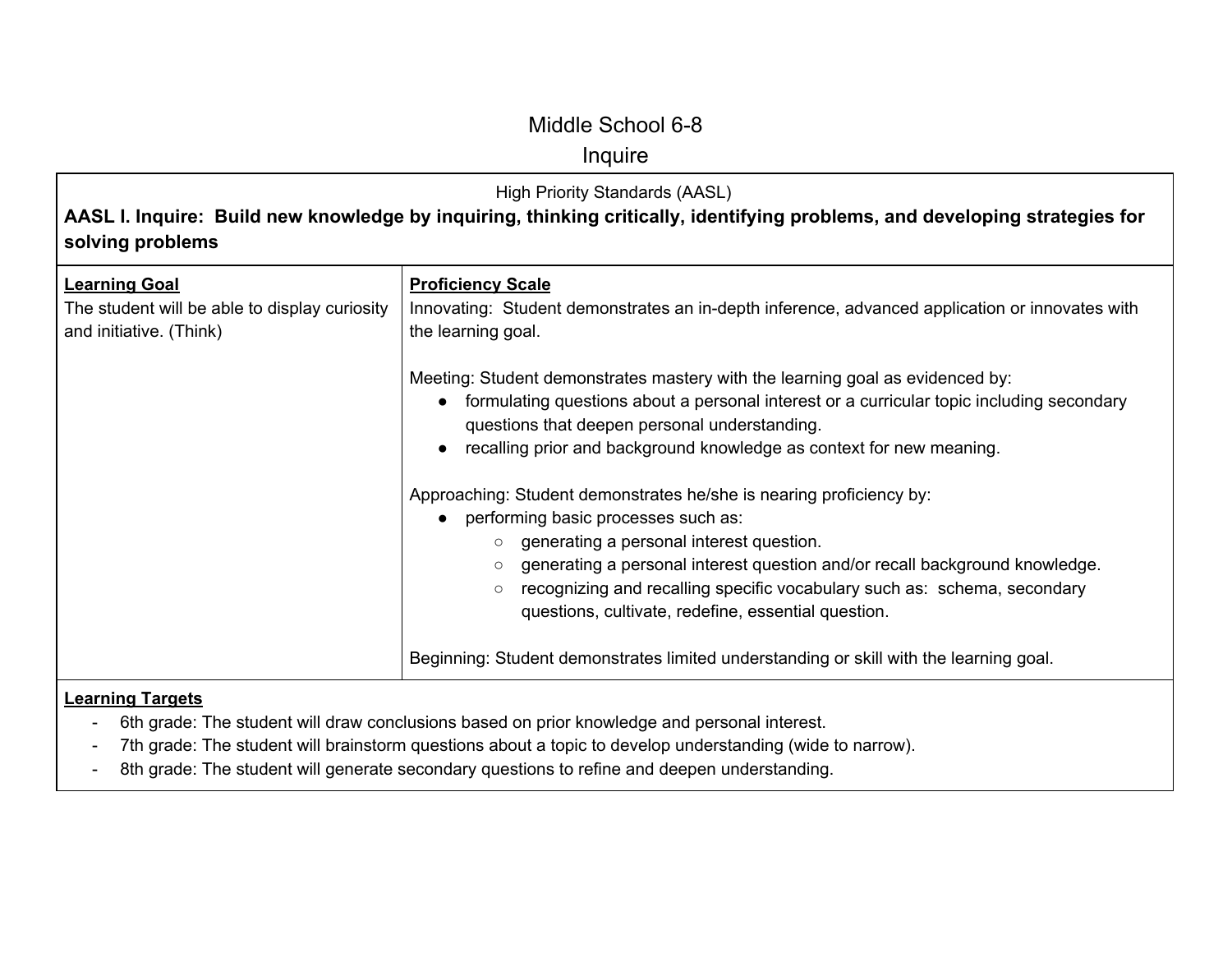# Middle School 6-8

## Inquire

High Priority Standards (AASL)

**AASL I. Inquire: Build new knowledge by inquiring, thinking critically, identifying problems, and developing strategies for solving problems**

| **Learning Goal** | **Proficiency Scale** |
|---|---|
| The student will be able to display curiosity and initiative. (Think) | Innovating: Student demonstrates an in-depth inference, advanced application or innovates with the learning goal.<br><br>Meeting: Student demonstrates mastery with the learning goal as evidenced by:<br>● formulating questions about a personal interest or a curricular topic including secondary questions that deepen personal understanding.<br>● recalling prior and background knowledge as context for new meaning.<br><br>Approaching: Student demonstrates he/she is nearing proficiency by:<br>● performing basic processes such as:<br>○ generating a personal interest question.<br>○ generating a personal interest question and/or recall background knowledge.<br>○ recognizing and recalling specific vocabulary such as: schema, secondary questions, cultivate, redefine, essential question.<br><br>Beginning: Student demonstrates limited understanding or skill with the learning goal. |

**Learning Targets**

- 6th grade: The student will draw conclusions based on prior knowledge and personal interest.
- 7th grade: The student will brainstorm questions about a topic to develop understanding (wide to narrow).
- 8th grade: The student will generate secondary questions to refine and deepen understanding.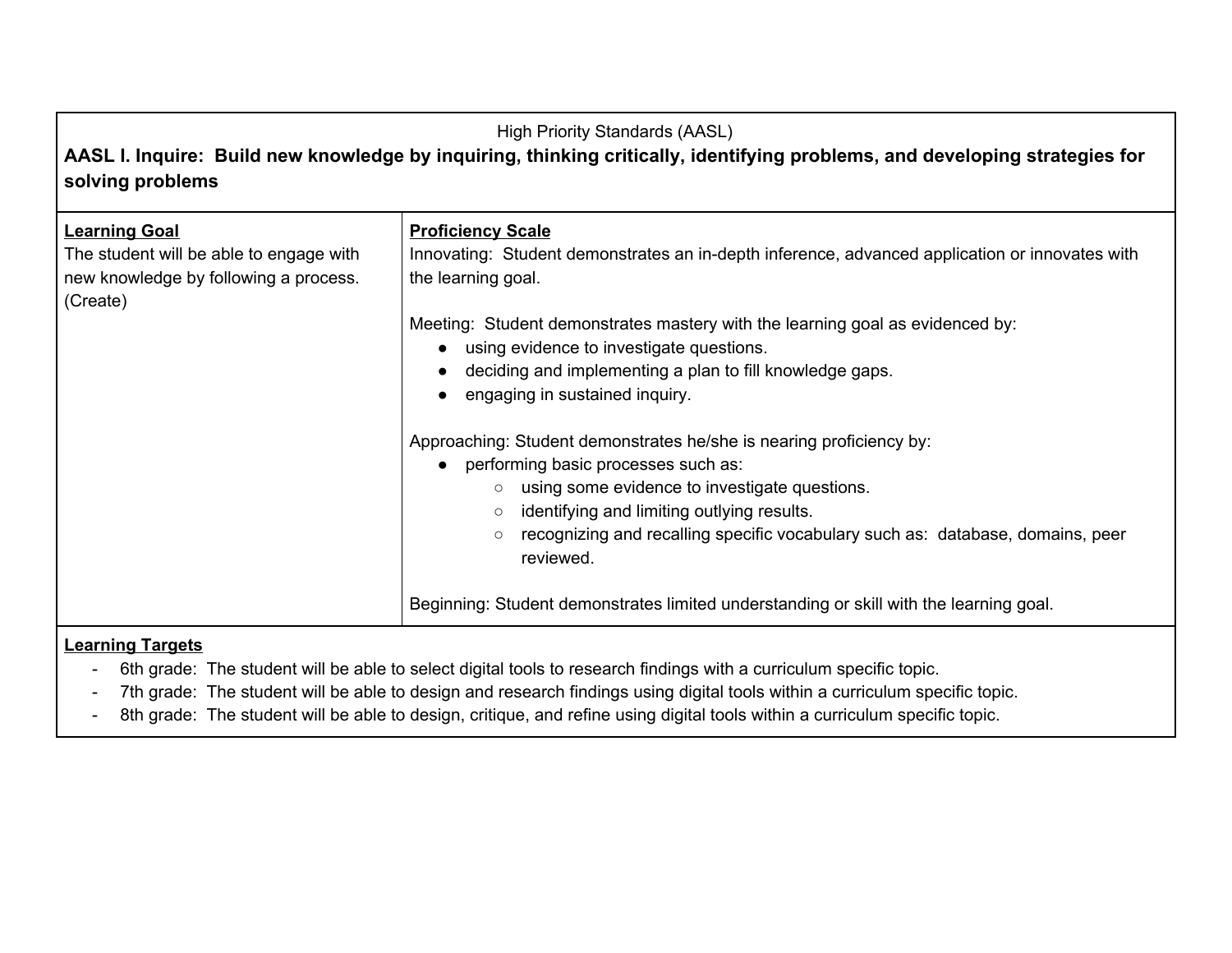High Priority Standards (AASL)

**AASL I. Inquire: Build new knowledge by inquiring, thinking critically, identifying problems, and developing strategies for solving problems**

| **Learning Goal** | **Proficiency Scale** |
| --- | --- |
| The student will be able to engage with new knowledge by following a process. (Create) | Innovating: Student demonstrates an in-depth inference, advanced application or innovates with the learning goal.<br><br>Meeting: Student demonstrates mastery with the learning goal as evidenced by:<br>● using evidence to investigate questions.<br>● deciding and implementing a plan to fill knowledge gaps.<br>● engaging in sustained inquiry.<br><br>Approaching: Student demonstrates he/she is nearing proficiency by:<br>● performing basic processes such as:<br>○ using some evidence to investigate questions.<br>○ identifying and limiting outlying results.<br>○ recognizing and recalling specific vocabulary such as: database, domains, peer reviewed.<br><br>Beginning: Student demonstrates limited understanding or skill with the learning goal. |

**Learning Targets**

- 6th grade: The student will be able to select digital tools to research findings with a curriculum specific topic.
- 7th grade: The student will be able to design and research findings using digital tools within a curriculum specific topic.
- 8th grade: The student will be able to design, critique, and refine using digital tools within a curriculum specific topic.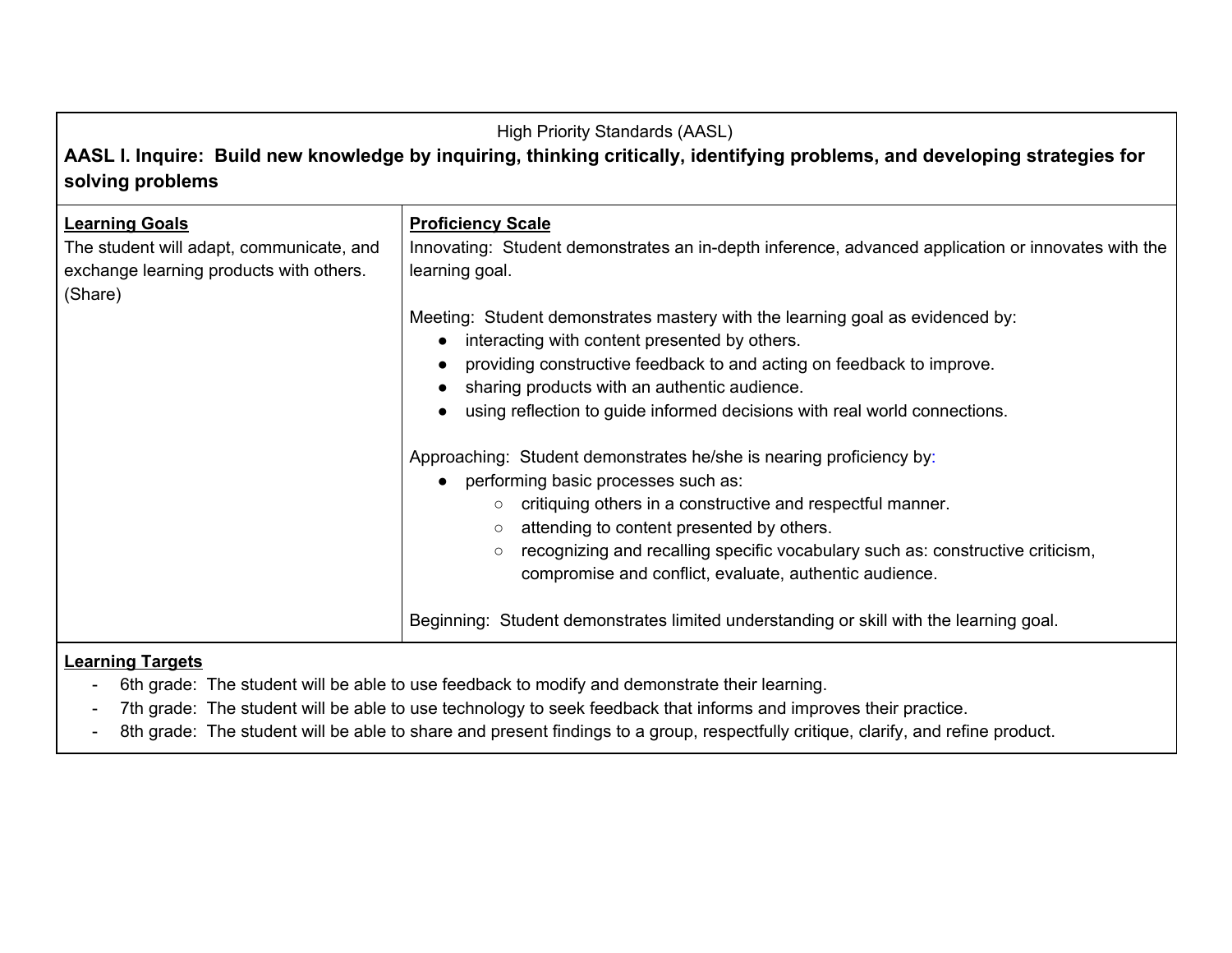High Priority Standards (AASL)

**AASL I. Inquire: Build new knowledge by inquiring, thinking critically, identifying problems, and developing strategies for solving problems**

| **Learning Goals** | **Proficiency Scale** |
| --- | --- |
| The student will adapt, communicate, and exchange learning products with others. (Share) | Innovating: Student demonstrates an in-depth inference, advanced application or innovates with the learning goal.<br><br>Meeting: Student demonstrates mastery with the learning goal as evidenced by:<br>● interacting with content presented by others.<br>● providing constructive feedback to and acting on feedback to improve.<br>● sharing products with an authentic audience.<br>● using reflection to guide informed decisions with real world connections.<br><br>Approaching: Student demonstrates he/she is nearing proficiency by:<br>● performing basic processes such as:<br>○ critiquing others in a constructive and respectful manner.<br>○ attending to content presented by others.<br>○ recognizing and recalling specific vocabulary such as: constructive criticism, compromise and conflict, evaluate, authentic audience.<br><br>Beginning: Student demonstrates limited understanding or skill with the learning goal. |

**Learning Targets**

- 6th grade: The student will be able to use feedback to modify and demonstrate their learning.
- 7th grade: The student will be able to use technology to seek feedback that informs and improves their practice.
- 8th grade: The student will be able to share and present findings to a group, respectfully critique, clarify, and refine product.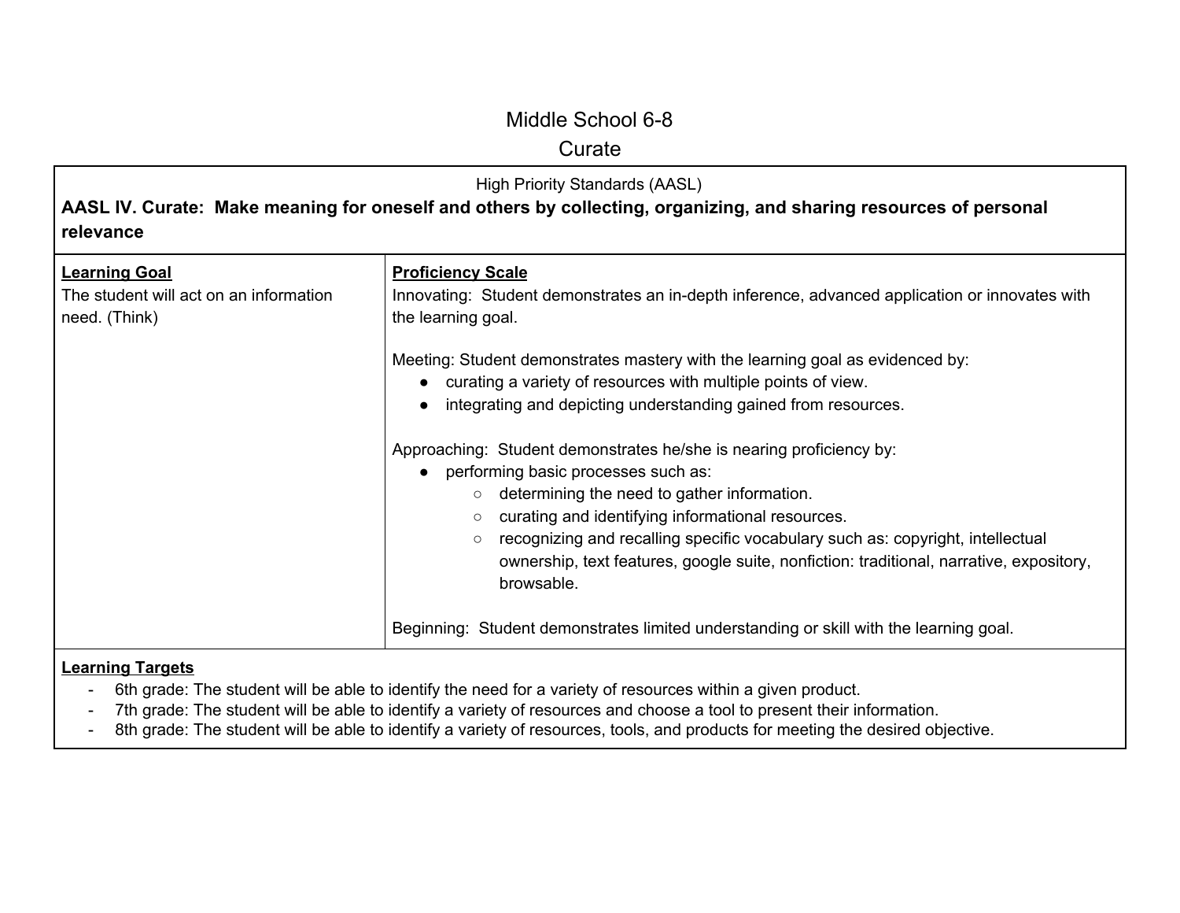# Middle School 6-8

## Curate

High Priority Standards (AASL)

**AASL IV. Curate: Make meaning for oneself and others by collecting, organizing, and sharing resources of personal relevance**

| **Learning Goal** | **Proficiency Scale** |
|---|---|
| The student will act on an information need. (Think) | Innovating: Student demonstrates an in-depth inference, advanced application or innovates with the learning goal.<br><br>Meeting: Student demonstrates mastery with the learning goal as evidenced by:<br>● curating a variety of resources with multiple points of view.<br>● integrating and depicting understanding gained from resources.<br><br>Approaching: Student demonstrates he/she is nearing proficiency by:<br>● performing basic processes such as:<br>○ determining the need to gather information.<br>○ curating and identifying informational resources.<br>○ recognizing and recalling specific vocabulary such as: copyright, intellectual ownership, text features, google suite, nonfiction: traditional, narrative, expository, browsable.<br><br>Beginning: Student demonstrates limited understanding or skill with the learning goal. |

**Learning Targets**

- 6th grade: The student will be able to identify the need for a variety of resources within a given product.
- 7th grade: The student will be able to identify a variety of resources and choose a tool to present their information.
- 8th grade: The student will be able to identify a variety of resources, tools, and products for meeting the desired objective.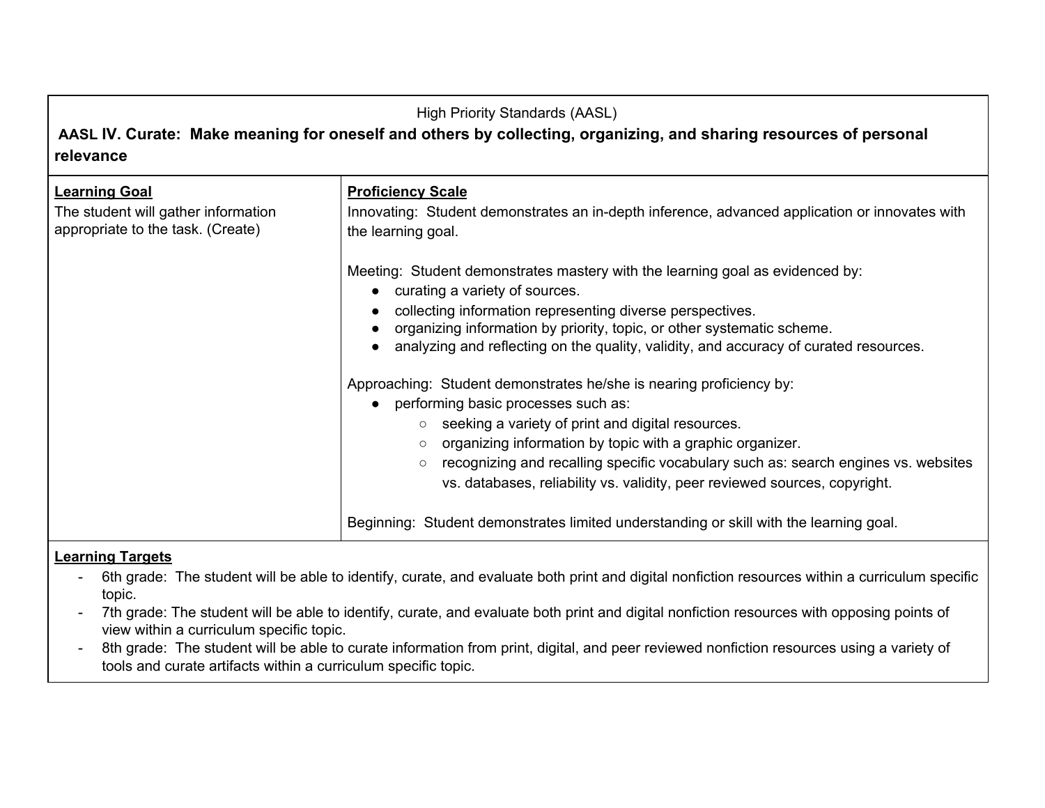High Priority Standards (AASL)

**AASL IV. Curate: Make meaning for oneself and others by collecting, organizing, and sharing resources of personal relevance**

| **Learning Goal** | **Proficiency Scale** |
|---|---|
| The student will gather information appropriate to the task. (Create) | Innovating: Student demonstrates an in-depth inference, advanced application or innovates with the learning goal.<br><br>Meeting: Student demonstrates mastery with the learning goal as evidenced by:<br>● curating a variety of sources.<br>● collecting information representing diverse perspectives.<br>● organizing information by priority, topic, or other systematic scheme.<br>● analyzing and reflecting on the quality, validity, and accuracy of curated resources.<br><br>Approaching: Student demonstrates he/she is nearing proficiency by:<br>● performing basic processes such as:<br>○ seeking a variety of print and digital resources.<br>○ organizing information by topic with a graphic organizer.<br>○ recognizing and recalling specific vocabulary such as: search engines vs. websites vs. databases, reliability vs. validity, peer reviewed sources, copyright.<br><br>Beginning: Student demonstrates limited understanding or skill with the learning goal. |

**Learning Targets**

- 6th grade: The student will be able to identify, curate, and evaluate both print and digital nonfiction resources within a curriculum specific topic.
- 7th grade: The student will be able to identify, curate, and evaluate both print and digital nonfiction resources with opposing points of view within a curriculum specific topic.
- 8th grade: The student will be able to curate information from print, digital, and peer reviewed nonfiction resources using a variety of tools and curate artifacts within a curriculum specific topic.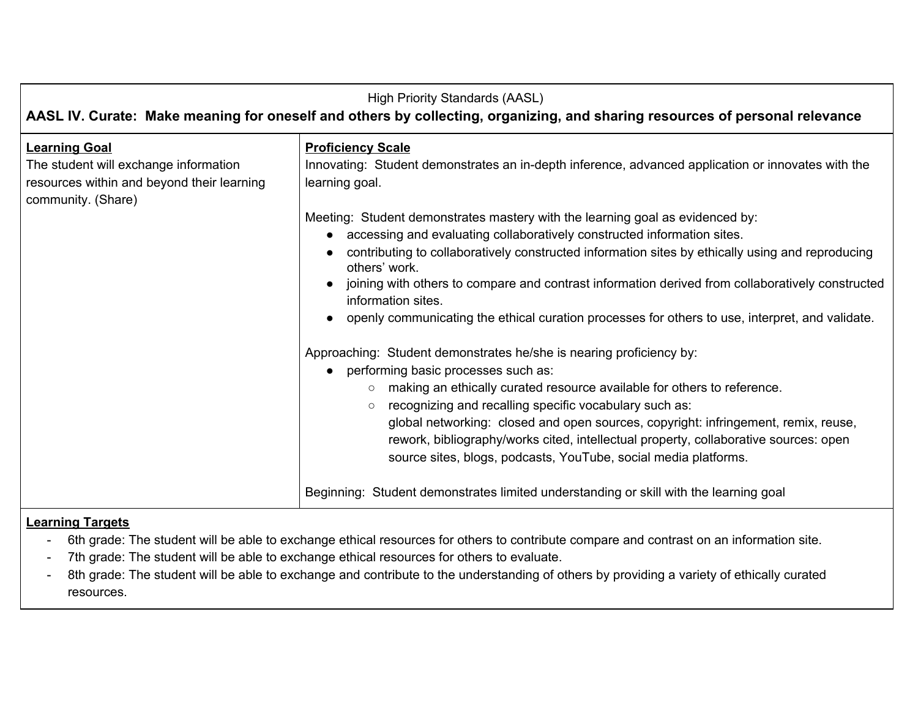High Priority Standards (AASL)

**AASL IV. Curate: Make meaning for oneself and others by collecting, organizing, and sharing resources of personal relevance**

| **Learning Goal** | **Proficiency Scale** |
|---|---|
| The student will exchange information resources within and beyond their learning community. (Share) | Innovating: Student demonstrates an in-depth inference, advanced application or innovates with the learning goal.<br><br>Meeting: Student demonstrates mastery with the learning goal as evidenced by:<br>● accessing and evaluating collaboratively constructed information sites.<br>● contributing to collaboratively constructed information sites by ethically using and reproducing others' work.<br>● joining with others to compare and contrast information derived from collaboratively constructed information sites.<br>● openly communicating the ethical curation processes for others to use, interpret, and validate.<br><br>Approaching: Student demonstrates he/she is nearing proficiency by:<br>● performing basic processes such as:<br>○ making an ethically curated resource available for others to reference.<br>○ recognizing and recalling specific vocabulary such as: global networking: closed and open sources, copyright: infringement, remix, reuse, rework, bibliography/works cited, intellectual property, collaborative sources: open source sites, blogs, podcasts, YouTube, social media platforms.<br><br>Beginning: Student demonstrates limited understanding or skill with the learning goal |

**Learning Targets**

- 6th grade: The student will be able to exchange ethical resources for others to contribute compare and contrast on an information site.
- 7th grade: The student will be able to exchange ethical resources for others to evaluate.
- 8th grade: The student will be able to exchange and contribute to the understanding of others by providing a variety of ethically curated resources.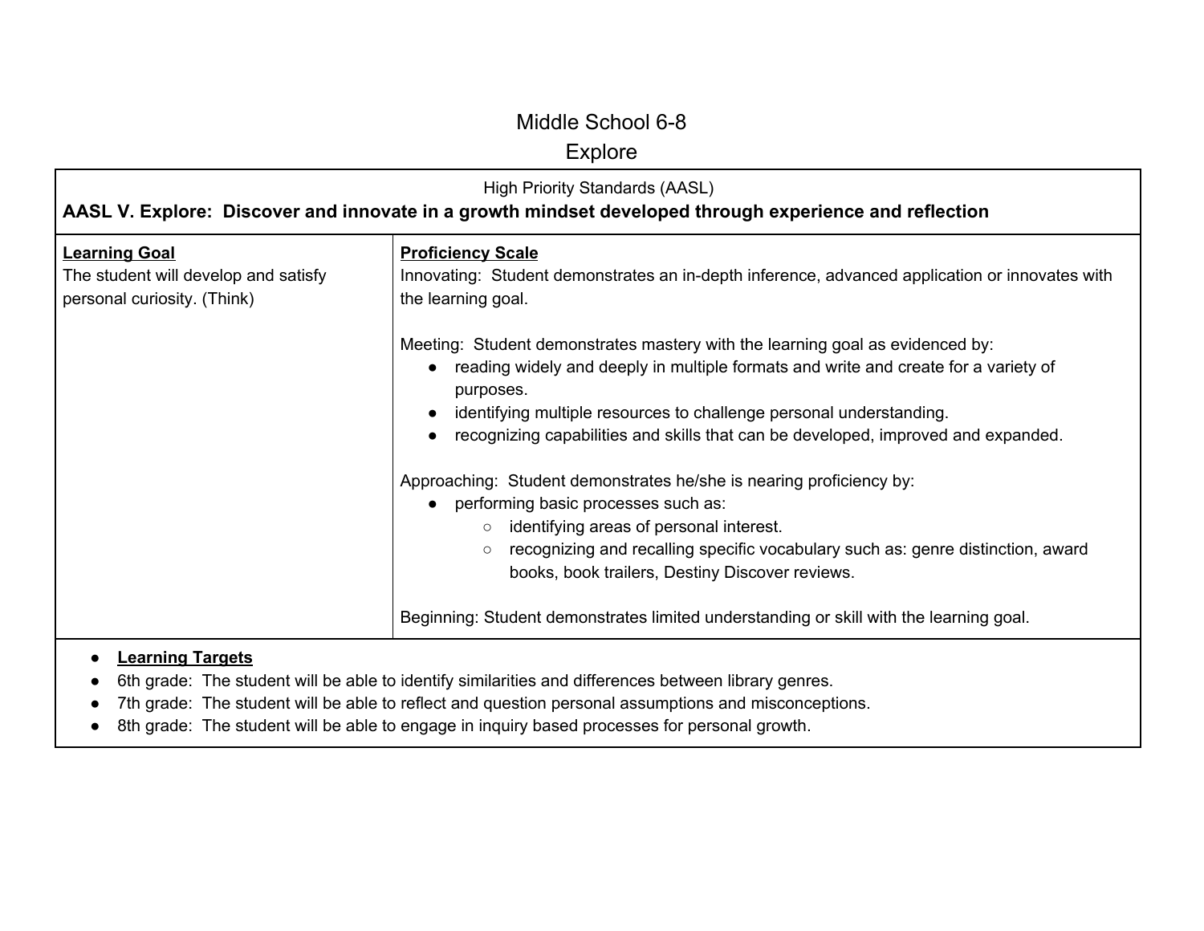# Middle School 6-8

## Explore

| High Priority Standards (AASL)<br>**AASL V. Explore: Discover and innovate in a growth mindset developed through experience and reflection** | |
|---|---|
| **Learning Goal**<br>The student will develop and satisfy personal curiosity. (Think) | **Proficiency Scale**<br>Innovating: Student demonstrates an in-depth inference, advanced application or innovates with the learning goal.<br><br>Meeting: Student demonstrates mastery with the learning goal as evidenced by:<br>● reading widely and deeply in multiple formats and write and create for a variety of purposes.<br>● identifying multiple resources to challenge personal understanding.<br>● recognizing capabilities and skills that can be developed, improved and expanded.<br><br>Approaching: Student demonstrates he/she is nearing proficiency by:<br>● performing basic processes such as:<br>○ identifying areas of personal interest.<br>○ recognizing and recalling specific vocabulary such as: genre distinction, award books, book trailers, Destiny Discover reviews.<br><br>Beginning: Student demonstrates limited understanding or skill with the learning goal. |
| ● **Learning Targets**<br>● 6th grade: The student will be able to identify similarities and differences between library genres.<br>● 7th grade: The student will be able to reflect and question personal assumptions and misconceptions.<br>● 8th grade: The student will be able to engage in inquiry based processes for personal growth. | |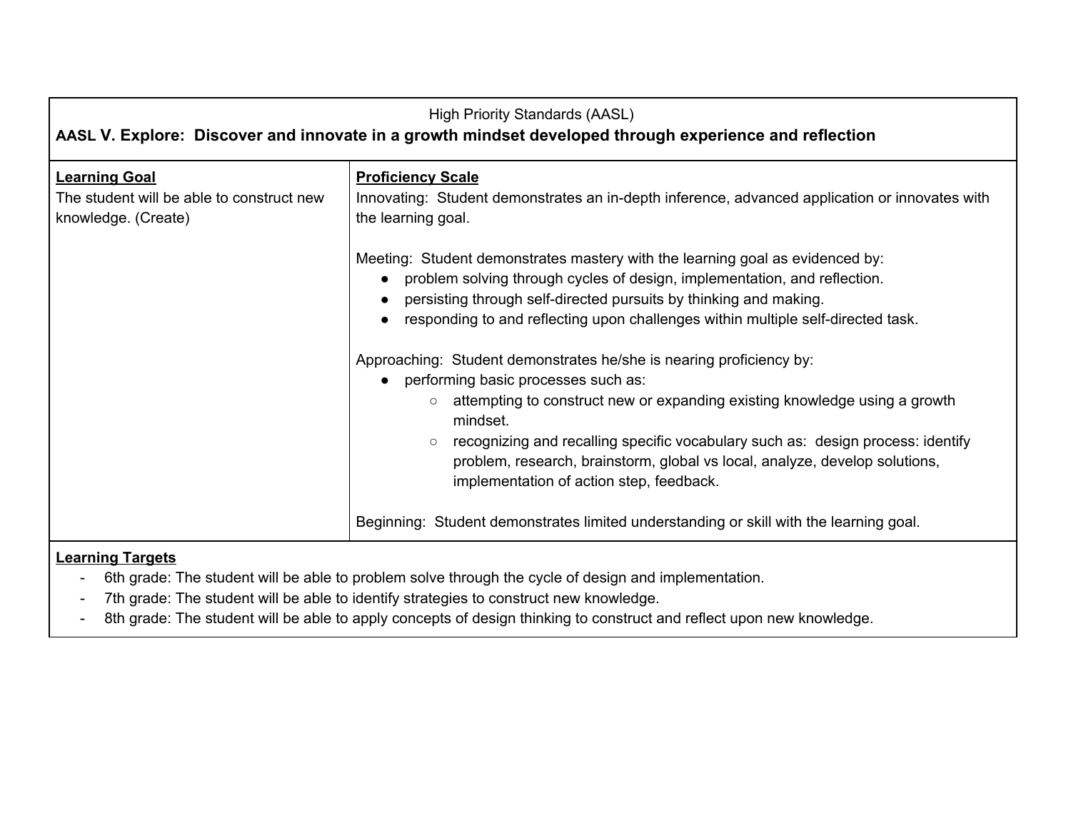High Priority Standards (AASL)

**AASL V. Explore: Discover and innovate in a growth mindset developed through experience and reflection**

| **Learning Goal** | **Proficiency Scale** |
| --- | --- |
| The student will be able to construct new knowledge. (Create) | Innovating: Student demonstrates an in-depth inference, advanced application or innovates with the learning goal.<br><br>Meeting: Student demonstrates mastery with the learning goal as evidenced by:<br>● problem solving through cycles of design, implementation, and reflection.<br>● persisting through self-directed pursuits by thinking and making.<br>● responding to and reflecting upon challenges within multiple self-directed task.<br><br>Approaching: Student demonstrates he/she is nearing proficiency by:<br>● performing basic processes such as:<br>○ attempting to construct new or expanding existing knowledge using a growth mindset.<br>○ recognizing and recalling specific vocabulary such as: design process: identify problem, research, brainstorm, global vs local, analyze, develop solutions, implementation of action step, feedback.<br><br>Beginning: Student demonstrates limited understanding or skill with the learning goal. |

**Learning Targets**

- 6th grade: The student will be able to problem solve through the cycle of design and implementation.
- 7th grade: The student will be able to identify strategies to construct new knowledge.
- 8th grade: The student will be able to apply concepts of design thinking to construct and reflect upon new knowledge.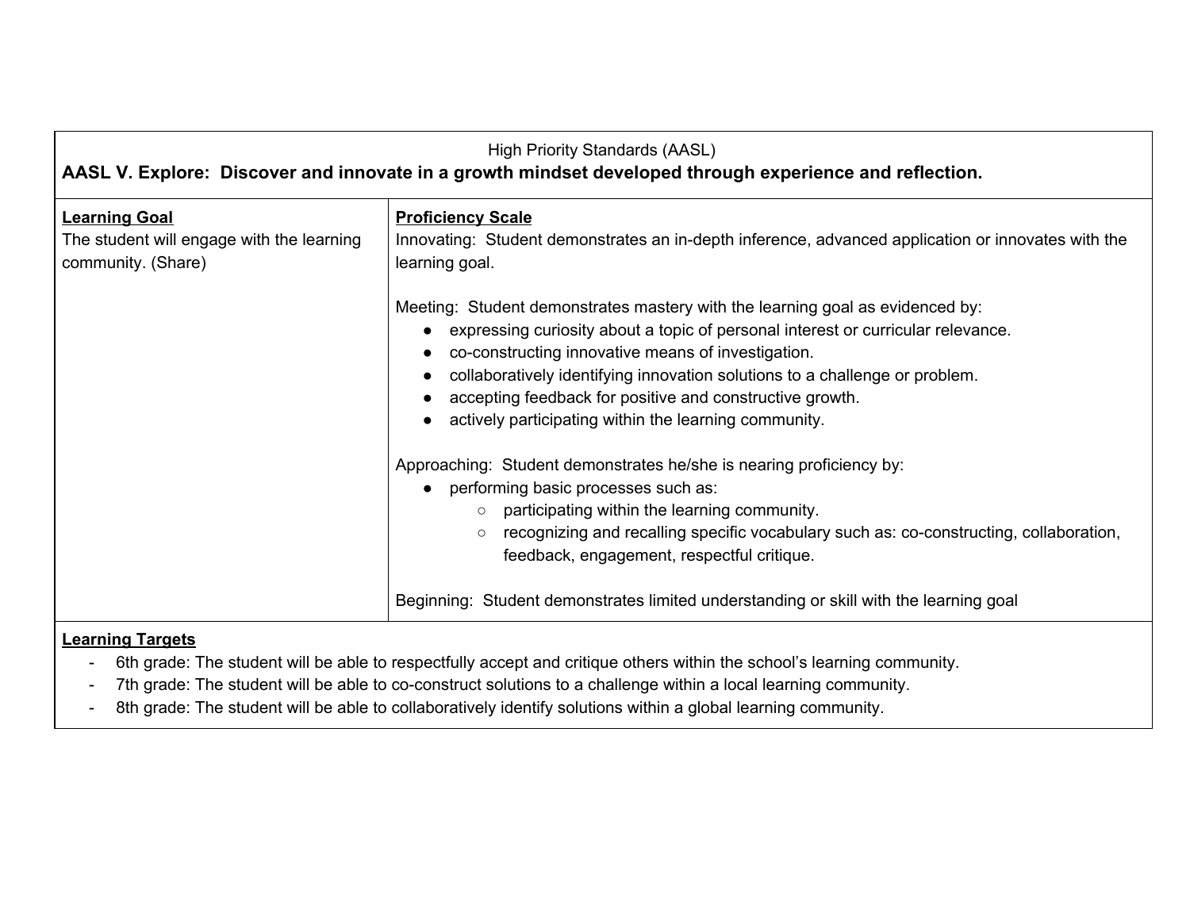High Priority Standards (AASL)

**AASL V. Explore: Discover and innovate in a growth mindset developed through experience and reflection.**

| **Learning Goal** | **Proficiency Scale** |
| --- | --- |
| The student will engage with the learning community. (Share) | Innovating: Student demonstrates an in-depth inference, advanced application or innovates with the learning goal.<br><br>Meeting: Student demonstrates mastery with the learning goal as evidenced by:<br>● expressing curiosity about a topic of personal interest or curricular relevance.<br>● co-constructing innovative means of investigation.<br>● collaboratively identifying innovation solutions to a challenge or problem.<br>● accepting feedback for positive and constructive growth.<br>● actively participating within the learning community.<br><br>Approaching: Student demonstrates he/she is nearing proficiency by:<br>● performing basic processes such as:<br>○ participating within the learning community.<br>○ recognizing and recalling specific vocabulary such as: co-constructing, collaboration, feedback, engagement, respectful critique.<br><br>Beginning: Student demonstrates limited understanding or skill with the learning goal |

**Learning Targets**

- 6th grade: The student will be able to respectfully accept and critique others within the school's learning community.
- 7th grade: The student will be able to co-construct solutions to a challenge within a local learning community.
- 8th grade: The student will be able to collaboratively identify solutions within a global learning community.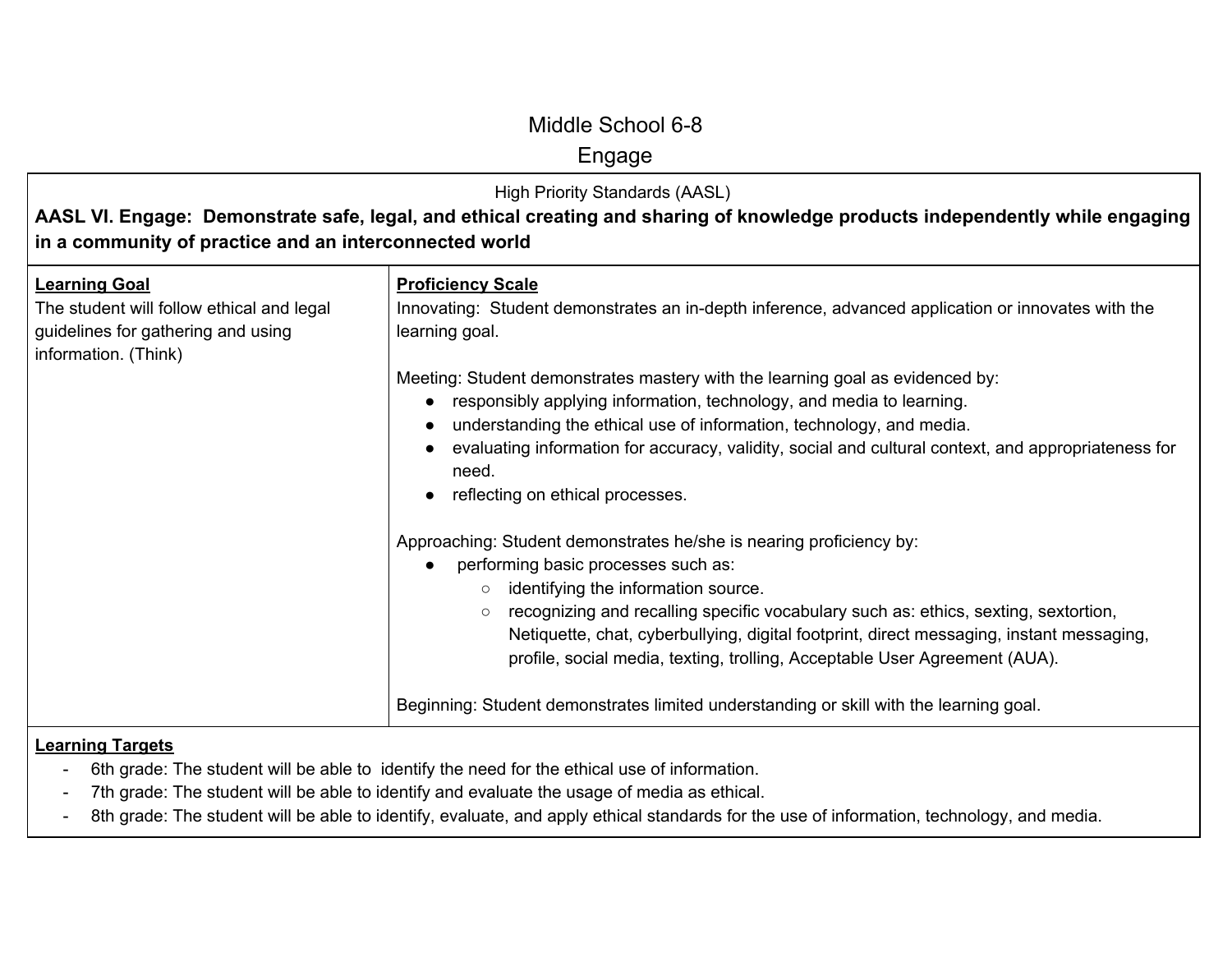# Middle School 6-8

## Engage

<table>
<tr>
<td colspan="2">

High Priority Standards (AASL)

**AASL VI. Engage: Demonstrate safe, legal, and ethical creating and sharing of knowledge products independently while engaging in a community of practice and an interconnected world**

</td>
</tr>
<tr>
<td>

**<u>Learning Goal</u>**

The student will follow ethical and legal guidelines for gathering and using information. (Think)

</td>
<td>

**<u>Proficiency Scale</u>**

Innovating: Student demonstrates an in-depth inference, advanced application or innovates with the learning goal.

Meeting: Student demonstrates mastery with the learning goal as evidenced by:
- responsibly applying information, technology, and media to learning.
- understanding the ethical use of information, technology, and media.
- evaluating information for accuracy, validity, social and cultural context, and appropriateness for need.
- reflecting on ethical processes.

Approaching: Student demonstrates he/she is nearing proficiency by:
- performing basic processes such as:
  - identifying the information source.
  - recognizing and recalling specific vocabulary such as: ethics, sexting, sextortion, Netiquette, chat, cyberbullying, digital footprint, direct messaging, instant messaging, profile, social media, texting, trolling, Acceptable User Agreement (AUA).

Beginning: Student demonstrates limited understanding or skill with the learning goal.

</td>
</tr>
<tr>
<td colspan="2">

**<u>Learning Targets</u>**

- 6th grade: The student will be able to identify the need for the ethical use of information.
- 7th grade: The student will be able to identify and evaluate the usage of media as ethical.
- 8th grade: The student will be able to identify, evaluate, and apply ethical standards for the use of information, technology, and media.

</td>
</tr>
</table>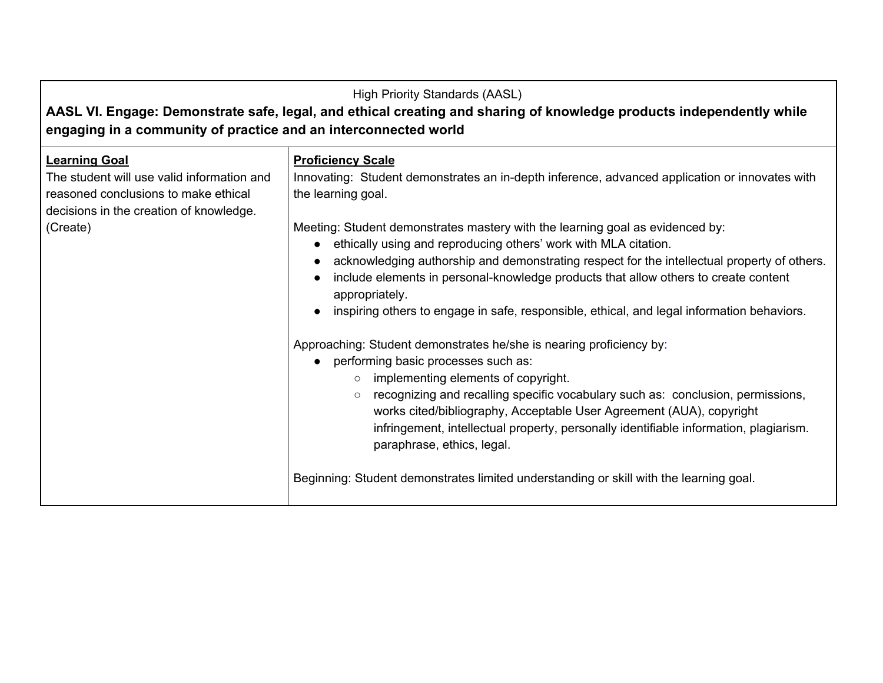| High Priority Standards (AASL)<br>**AASL VI. Engage: Demonstrate safe, legal, and ethical creating and sharing of knowledge products independently while engaging in a community of practice and an interconnected world** | |
|---|---|
| **Learning Goal**<br>The student will use valid information and reasoned conclusions to make ethical decisions in the creation of knowledge. (Create) | **Proficiency Scale**<br>Innovating: Student demonstrates an in-depth inference, advanced application or innovates with the learning goal.<br><br>Meeting: Student demonstrates mastery with the learning goal as evidenced by:<br>• ethically using and reproducing others' work with MLA citation.<br>• acknowledging authorship and demonstrating respect for the intellectual property of others.<br>• include elements in personal-knowledge products that allow others to create content appropriately.<br>• inspiring others to engage in safe, responsible, ethical, and legal information behaviors.<br><br>Approaching: Student demonstrates he/she is nearing proficiency by:<br>• performing basic processes such as:<br>  ○ implementing elements of copyright.<br>  ○ recognizing and recalling specific vocabulary such as: conclusion, permissions, works cited/bibliography, Acceptable User Agreement (AUA), copyright infringement, intellectual property, personally identifiable information, plagiarism. paraphrase, ethics, legal.<br><br>Beginning: Student demonstrates limited understanding or skill with the learning goal. |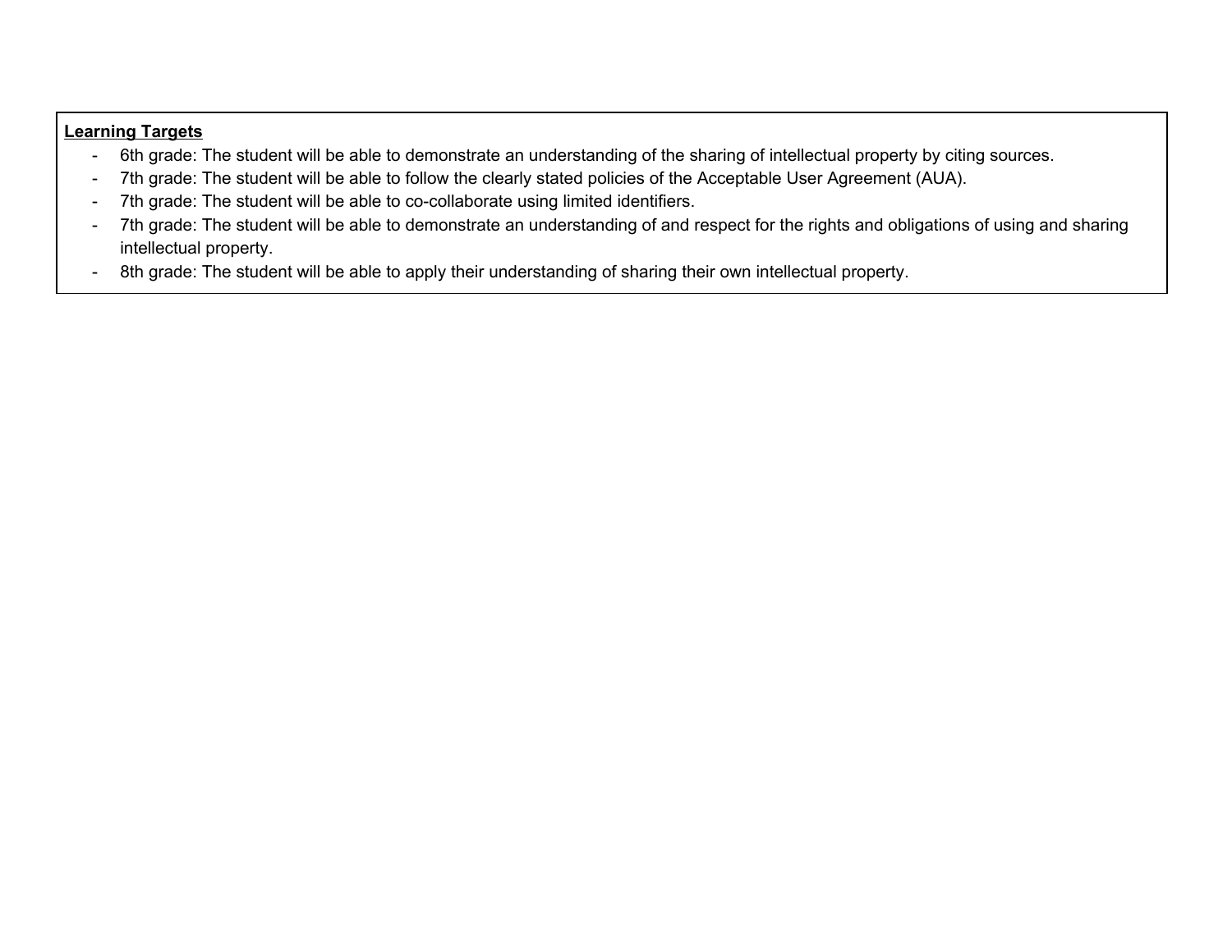**Learning Targets**

- 6th grade: The student will be able to demonstrate an understanding of the sharing of intellectual property by citing sources.
- 7th grade: The student will be able to follow the clearly stated policies of the Acceptable User Agreement (AUA).
- 7th grade: The student will be able to co-collaborate using limited identifiers.
- 7th grade: The student will be able to demonstrate an understanding of and respect for the rights and obligations of using and sharing intellectual property.
- 8th grade: The student will be able to apply their understanding of sharing their own intellectual property.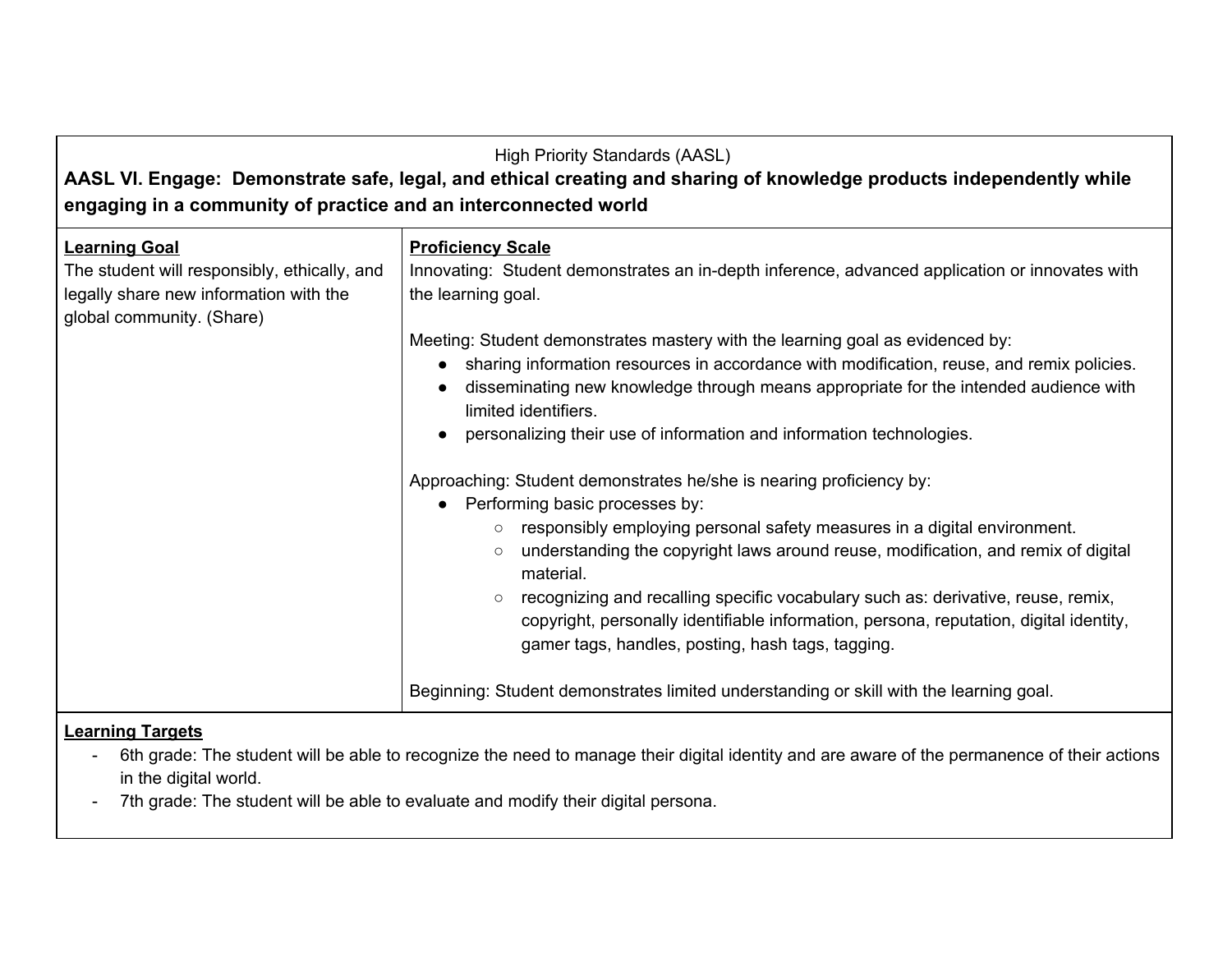High Priority Standards (AASL)

**AASL VI. Engage: Demonstrate safe, legal, and ethical creating and sharing of knowledge products independently while engaging in a community of practice and an interconnected world**

| **Learning Goal** | **Proficiency Scale** |
|---|---|
| The student will responsibly, ethically, and legally share new information with the global community. (Share) | Innovating: Student demonstrates an in-depth inference, advanced application or innovates with the learning goal.<br><br>Meeting: Student demonstrates mastery with the learning goal as evidenced by:<br>● sharing information resources in accordance with modification, reuse, and remix policies.<br>● disseminating new knowledge through means appropriate for the intended audience with limited identifiers.<br>● personalizing their use of information and information technologies.<br><br>Approaching: Student demonstrates he/she is nearing proficiency by:<br>● Performing basic processes by:<br>○ responsibly employing personal safety measures in a digital environment.<br>○ understanding the copyright laws around reuse, modification, and remix of digital material.<br>○ recognizing and recalling specific vocabulary such as: derivative, reuse, remix, copyright, personally identifiable information, persona, reputation, digital identity, gamer tags, handles, posting, hash tags, tagging.<br><br>Beginning: Student demonstrates limited understanding or skill with the learning goal. |

**Learning Targets**

- 6th grade: The student will be able to recognize the need to manage their digital identity and are aware of the permanence of their actions in the digital world.
- 7th grade: The student will be able to evaluate and modify their digital persona.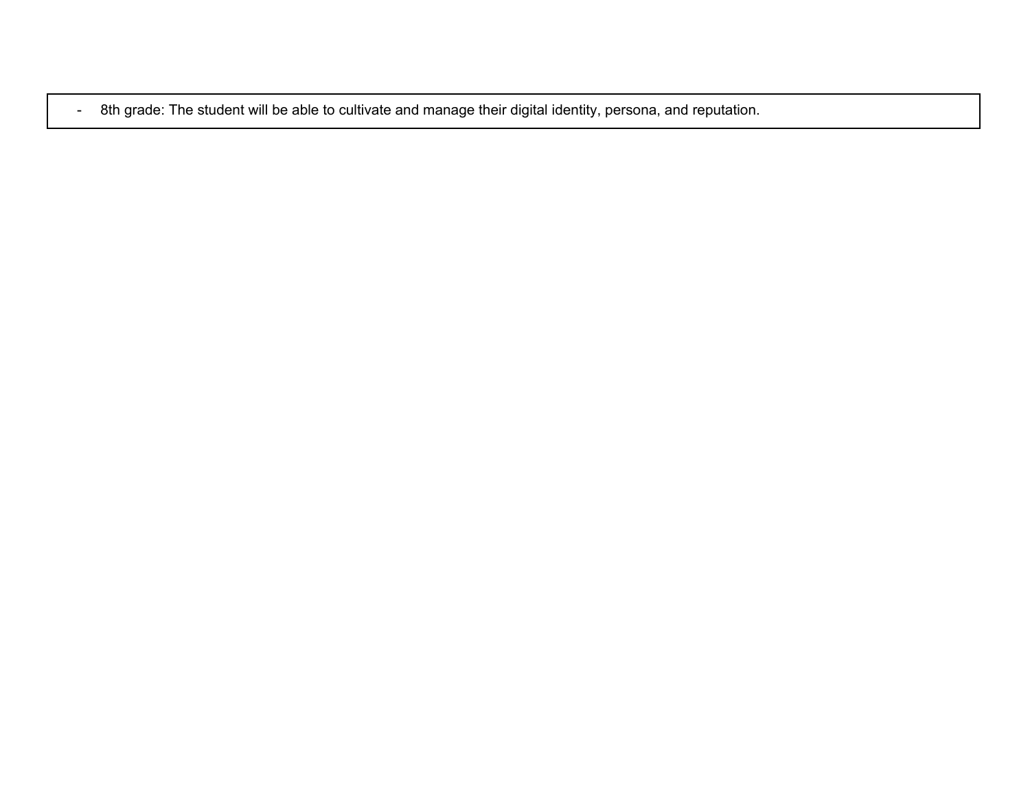- 8th grade: The student will be able to cultivate and manage their digital identity, persona, and reputation.